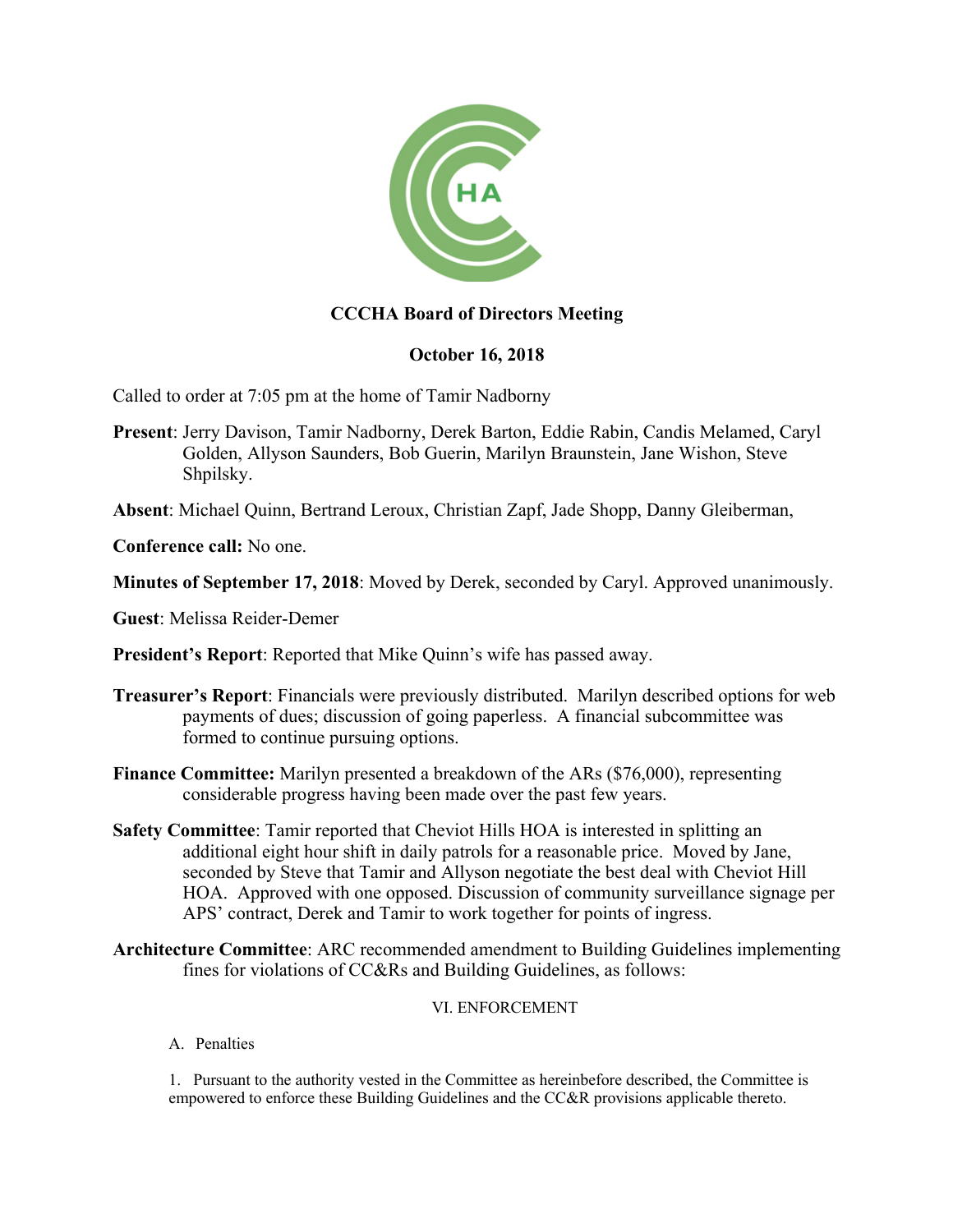**CCCHA Board of Directors Meeting**

**October 16, 2018**

Called to order at 7:05 pm at the home of Tamir Nadborny

**Present**: Jerry Davison, Tamir Nadborny, Derek Barton, Eddie Rabin, Candis Melamed, Caryl Golden, Allyson Saunders, Bob Guerin, Marilyn Braunstein, Jane Wishon, Steve Shpilsky.

**Absent**: Michael Quinn, Bertrand Leroux, Christian Zapf, Jade Shopp, Danny Gleiberman,

**Conference call:** No one.

**Minutes of September 17, 2018**: Moved by Derek, seconded by Caryl. Approved unanimously.

**Guest**: Melissa Reider-Demer

**President's Report**: Reported that Mike Quinn's wife has passed away.

**Treasurer's Report**: Financials were previously distributed. Marilyn described options for web payments of dues; discussion of going paperless. A financial subcommittee was formed to continue pursuing options.

**Finance Committee:** Marilyn presented a breakdown of the ARs ($76,000), representing considerable progress having been made over the past few years.

**Safety Committee**: Tamir reported that Cheviot Hills HOA is interested in splitting an additional eight hour shift in daily patrols for a reasonable price. Moved by Jane, seconded by Steve that Tamir and Allyson negotiate the best deal with Cheviot Hill HOA. Approved with one opposed. Discussion of community surveillance signage per APS' contract, Derek and Tamir to work together for points of ingress.

**Architecture Committee**: ARC recommended amendment to Building Guidelines implementing fines for violations of CC&Rs and Building Guidelines, as follows:

VI. ENFORCEMENT

A. Penalties

1. Pursuant to the authority vested in the Committee as hereinbefore described, the Committee is empowered to enforce these Building Guidelines and the CC&R provisions applicable thereto.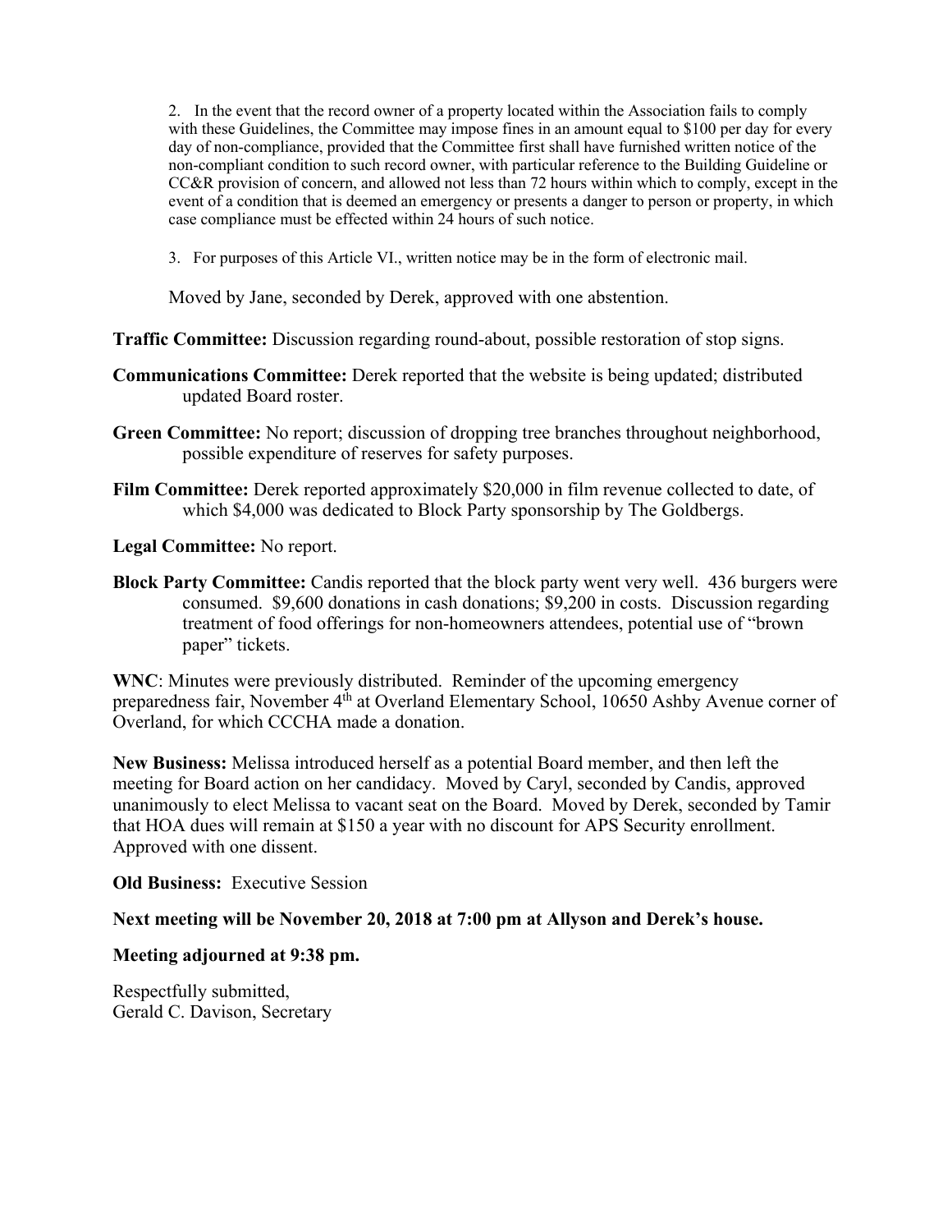2. In the event that the record owner of a property located within the Association fails to comply with these Guidelines, the Committee may impose fines in an amount equal to $100 per day for every day of non-compliance, provided that the Committee first shall have furnished written notice of the non-compliant condition to such record owner, with particular reference to the Building Guideline or CC&R provision of concern, and allowed not less than 72 hours within which to comply, except in the event of a condition that is deemed an emergency or presents a danger to person or property, in which case compliance must be effected within 24 hours of such notice.

3. For purposes of this Article VI., written notice may be in the form of electronic mail.

Moved by Jane, seconded by Derek, approved with one abstention.

**Traffic Committee:** Discussion regarding round-about, possible restoration of stop signs.

**Communications Committee:** Derek reported that the website is being updated; distributed updated Board roster.

**Green Committee:** No report; discussion of dropping tree branches throughout neighborhood, possible expenditure of reserves for safety purposes.

**Film Committee:** Derek reported approximately $20,000 in film revenue collected to date, of which $4,000 was dedicated to Block Party sponsorship by The Goldbergs.

**Legal Committee:** No report.

**Block Party Committee:** Candis reported that the block party went very well. 436 burgers were consumed. $9,600 donations in cash donations; $9,200 in costs. Discussion regarding treatment of food offerings for non-homeowners attendees, potential use of "brown paper" tickets.

**WNC**: Minutes were previously distributed. Reminder of the upcoming emergency preparedness fair, November 4th at Overland Elementary School, 10650 Ashby Avenue corner of Overland, for which CCCHA made a donation.

**New Business:** Melissa introduced herself as a potential Board member, and then left the meeting for Board action on her candidacy. Moved by Caryl, seconded by Candis, approved unanimously to elect Melissa to vacant seat on the Board. Moved by Derek, seconded by Tamir that HOA dues will remain at $150 a year with no discount for APS Security enrollment. Approved with one dissent.

**Old Business:** Executive Session

**Next meeting will be November 20, 2018 at 7:00 pm at Allyson and Derek's house.**

**Meeting adjourned at 9:38 pm.**

Respectfully submitted,
Gerald C. Davison, Secretary